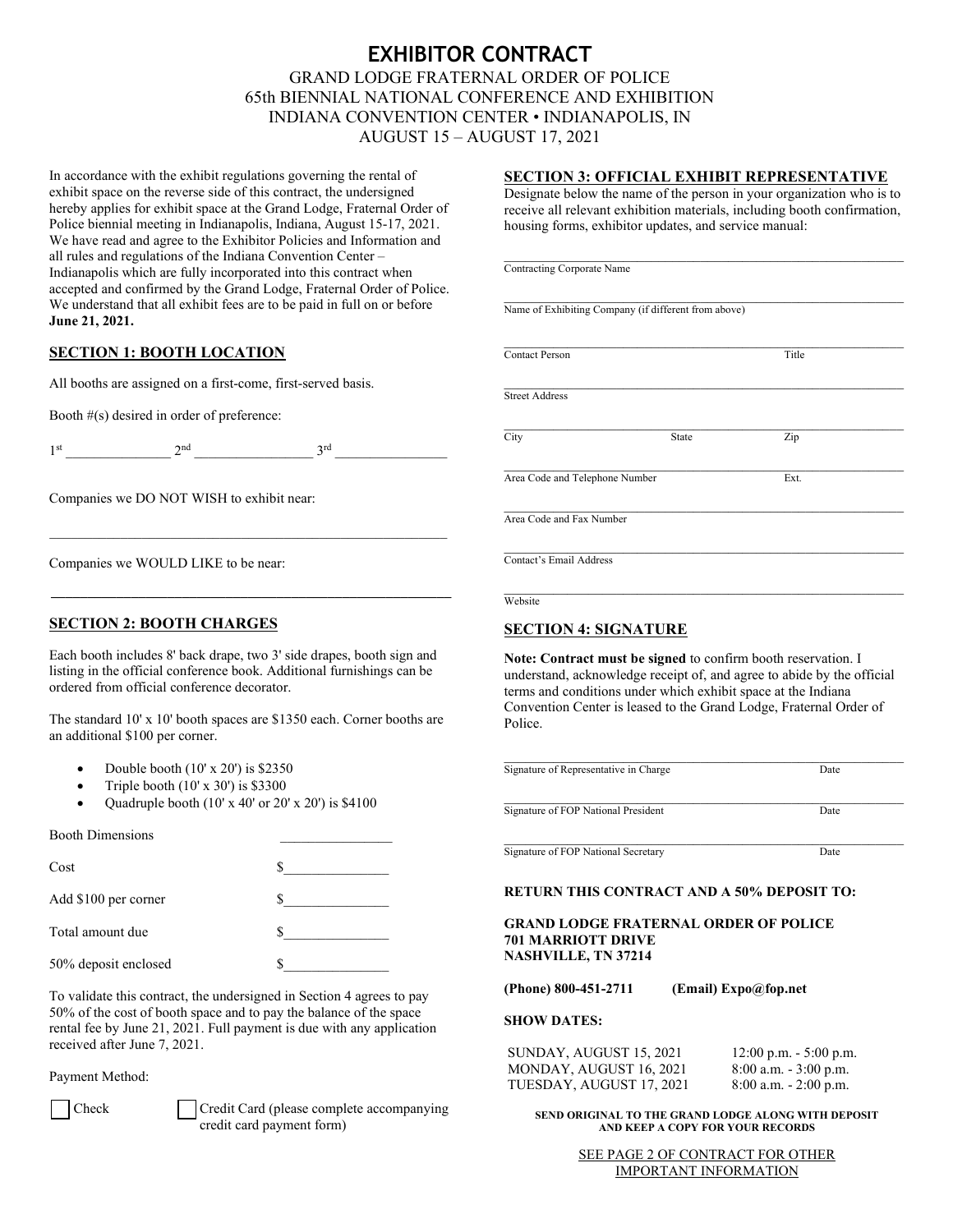# EXHIBITOR CONTRACT

GRAND LODGE FRATERNAL ORDER OF POLICE
65th BIENNIAL NATIONAL CONFERENCE AND EXHIBITION
INDIANA CONVENTION CENTER • INDIANAPOLIS, IN
AUGUST 15 – AUGUST 17, 2021

In accordance with the exhibit regulations governing the rental of exhibit space on the reverse side of this contract, the undersigned hereby applies for exhibit space at the Grand Lodge, Fraternal Order of Police biennial meeting in Indianapolis, Indiana, August 15-17, 2021. We have read and agree to the Exhibitor Policies and Information and all rules and regulations of the Indiana Convention Center – Indianapolis which are fully incorporated into this contract when accepted and confirmed by the Grand Lodge, Fraternal Order of Police. We understand that all exhibit fees are to be paid in full on or before **June 21, 2021.**

## SECTION 1: BOOTH LOCATION

All booths are assigned on a first-come, first-served basis.

Booth #(s) desired in order of preference:

1st _______________ 2nd _________________ 3rd ________________

Companies we DO NOT WISH to exhibit near:

_____________________________________________________________

Companies we WOULD LIKE to be near:

_____________________________________________________________

## SECTION 2: BOOTH CHARGES

Each booth includes 8' back drape, two 3' side drapes, booth sign and listing in the official conference book. Additional furnishings can be ordered from official conference decorator.

The standard 10' x 10' booth spaces are $1350 each. Corner booths are an additional $100 per corner.

- Double booth (10' x 20') is $2350
- Triple booth (10' x 30') is $3300
- Quadruple booth (10' x 40' or 20' x 20') is $4100

Booth Dimensions ________________

Cost $_______________

Add $100 per corner $_______________

Total amount due $_______________

50% deposit enclosed $_______________

To validate this contract, the undersigned in Section 4 agrees to pay 50% of the cost of booth space and to pay the balance of the space rental fee by June 21, 2021. Full payment is due with any application received after June 7, 2021.

Payment Method:

☐ Check ☐ Credit Card (please complete accompanying credit card payment form)

## SECTION 3: OFFICIAL EXHIBIT REPRESENTATIVE

Designate below the name of the person in your organization who is to receive all relevant exhibition materials, including booth confirmation, housing forms, exhibitor updates, and service manual:

_____________________________________________________________
Contracting Corporate Name

_____________________________________________________________
Name of Exhibiting Company (if different from above)

_____________________________________________________________
Contact Person Title

_____________________________________________________________
Street Address

_____________________________________________________________
City State Zip

_____________________________________________________________
Area Code and Telephone Number Ext.

_____________________________________________________________
Area Code and Fax Number

_____________________________________________________________
Contact's Email Address

_____________________________________________________________
Website

## SECTION 4: SIGNATURE

**Note: Contract must be signed** to confirm booth reservation. I understand, acknowledge receipt of, and agree to abide by the official terms and conditions under which exhibit space at the Indiana Convention Center is leased to the Grand Lodge, Fraternal Order of Police.

_____________________________________________________________
Signature of Representative in Charge Date

_____________________________________________________________
Signature of FOP National President Date

_____________________________________________________________
Signature of FOP National Secretary Date

**RETURN THIS CONTRACT AND A 50% DEPOSIT TO:**

**GRAND LODGE FRATERNAL ORDER OF POLICE**
**701 MARRIOTT DRIVE**
**NASHVILLE, TN 37214**

**(Phone) 800-451-2711 (Email) Expo@fop.net**

**SHOW DATES:**

| | |
|---|---|
| SUNDAY, AUGUST 15, 2021 | 12:00 p.m. - 5:00 p.m. |
| MONDAY, AUGUST 16, 2021 | 8:00 a.m. - 3:00 p.m. |
| TUESDAY, AUGUST 17, 2021 | 8:00 a.m. - 2:00 p.m. |

**SEND ORIGINAL TO THE GRAND LODGE ALONG WITH DEPOSIT AND KEEP A COPY FOR YOUR RECORDS**

SEE PAGE 2 OF CONTRACT FOR OTHER IMPORTANT INFORMATION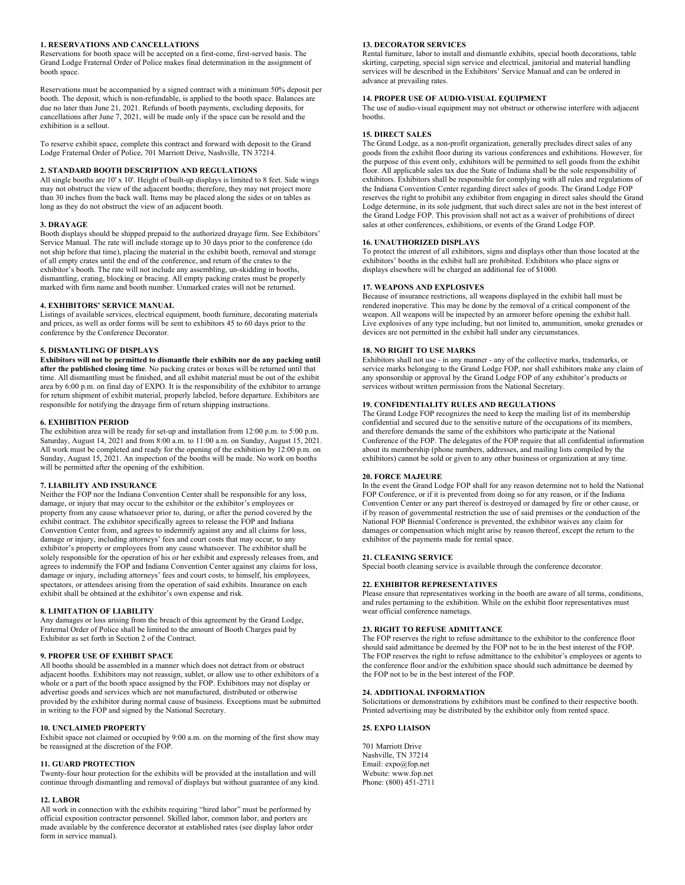### 1. RESERVATIONS AND CANCELLATIONS

Reservations for booth space will be accepted on a first-come, first-served basis. The Grand Lodge Fraternal Order of Police makes final determination in the assignment of booth space.

Reservations must be accompanied by a signed contract with a minimum 50% deposit per booth. The deposit, which is non-refundable, is applied to the booth space. Balances are due no later than June 21, 2021. Refunds of booth payments, excluding deposits, for cancellations after June 7, 2021, will be made only if the space can be resold and the exhibition is a sellout.

To reserve exhibit space, complete this contract and forward with deposit to the Grand Lodge Fraternal Order of Police, 701 Marriott Drive, Nashville, TN 37214.

### 2. STANDARD BOOTH DESCRIPTION AND REGULATIONS

All single booths are 10' x 10'. Height of built-up displays is limited to 8 feet. Side wings may not obstruct the view of the adjacent booths; therefore, they may not project more than 30 inches from the back wall. Items may be placed along the sides or on tables as long as they do not obstruct the view of an adjacent booth.

### 3. DRAYAGE

Booth displays should be shipped prepaid to the authorized drayage firm. See Exhibitors' Service Manual. The rate will include storage up to 30 days prior to the conference (do not ship before that time), placing the material in the exhibit booth, removal and storage of all empty crates until the end of the conference, and return of the crates to the exhibitor's booth. The rate will not include any assembling, un-skidding in booths, dismantling, crating, blocking or bracing. All empty packing crates must be properly marked with firm name and booth number. Unmarked crates will not be returned.

### 4. EXHIBITORS' SERVICE MANUAL

Listings of available services, electrical equipment, booth furniture, decorating materials and prices, as well as order forms will be sent to exhibitors 45 to 60 days prior to the conference by the Conference Decorator.

### 5. DISMANTLING OF DISPLAYS

**Exhibitors will not be permitted to dismantle their exhibits nor do any packing until after the published closing time**. No packing crates or boxes will be returned until that time. All dismantling must be finished, and all exhibit material must be out of the exhibit area by 6:00 p.m. on final day of EXPO. It is the responsibility of the exhibitor to arrange for return shipment of exhibit material, properly labeled, before departure. Exhibitors are responsible for notifying the drayage firm of return shipping instructions.

### 6. EXHIBITION PERIOD

The exhibition area will be ready for set-up and installation from 12:00 p.m. to 5:00 p.m. Saturday, August 14, 2021 and from 8:00 a.m. to 11:00 a.m. on Sunday, August 15, 2021. All work must be completed and ready for the opening of the exhibition by 12:00 p.m. on Sunday, August 15, 2021. An inspection of the booths will be made. No work on booths will be permitted after the opening of the exhibition.

### 7. LIABILITY AND INSURANCE

Neither the FOP nor the Indiana Convention Center shall be responsible for any loss, damage, or injury that may occur to the exhibitor or the exhibitor's employees or property from any cause whatsoever prior to, during, or after the period covered by the exhibit contract. The exhibitor specifically agrees to release the FOP and Indiana Convention Center from, and agrees to indemnify against any and all claims for loss, damage or injury, including attorneys' fees and court costs that may occur, to any exhibitor's property or employees from any cause whatsoever. The exhibitor shall be solely responsible for the operation of his or her exhibit and expressly releases from, and agrees to indemnify the FOP and Indiana Convention Center against any claims for loss, damage or injury, including attorneys' fees and court costs, to himself, his employees, spectators, or attendees arising from the operation of said exhibits. Insurance on each exhibit shall be obtained at the exhibitor's own expense and risk.

### 8. LIMITATION OF LIABILITY

Any damages or loss arising from the breach of this agreement by the Grand Lodge, Fraternal Order of Police shall be limited to the amount of Booth Charges paid by Exhibitor as set forth in Section 2 of the Contract.

### 9. PROPER USE OF EXHIBIT SPACE

All booths should be assembled in a manner which does not detract from or obstruct adjacent booths. Exhibitors may not reassign, sublet, or allow use to other exhibitors of a whole or a part of the booth space assigned by the FOP. Exhibitors may not display or advertise goods and services which are not manufactured, distributed or otherwise provided by the exhibitor during normal cause of business. Exceptions must be submitted in writing to the FOP and signed by the National Secretary.

### 10. UNCLAIMED PROPERTY

Exhibit space not claimed or occupied by 9:00 a.m. on the morning of the first show may be reassigned at the discretion of the FOP.

### 11. GUARD PROTECTION

Twenty-four hour protection for the exhibits will be provided at the installation and will continue through dismantling and removal of displays but without guarantee of any kind.

### 12. LABOR

All work in connection with the exhibits requiring "hired labor" must be performed by official exposition contractor personnel. Skilled labor, common labor, and porters are made available by the conference decorator at established rates (see display labor order form in service manual).

### 13. DECORATOR SERVICES

Rental furniture, labor to install and dismantle exhibits, special booth decorations, table skirting, carpeting, special sign service and electrical, janitorial and material handling services will be described in the Exhibitors' Service Manual and can be ordered in advance at prevailing rates.

### 14. PROPER USE OF AUDIO-VISUAL EQUIPMENT

The use of audio-visual equipment may not obstruct or otherwise interfere with adjacent booths.

### 15. DIRECT SALES

The Grand Lodge, as a non-profit organization, generally precludes direct sales of any goods from the exhibit floor during its various conferences and exhibitions. However, for the purpose of this event only, exhibitors will be permitted to sell goods from the exhibit floor. All applicable sales tax due the State of Indiana shall be the sole responsibility of exhibitors. Exhibitors shall be responsible for complying with all rules and regulations of the Indiana Convention Center regarding direct sales of goods. The Grand Lodge FOP reserves the right to prohibit any exhibitor from engaging in direct sales should the Grand Lodge determine, in its sole judgment, that such direct sales are not in the best interest of the Grand Lodge FOP. This provision shall not act as a waiver of prohibitions of direct sales at other conferences, exhibitions, or events of the Grand Lodge FOP.

### 16. UNAUTHORIZED DISPLAYS

To protect the interest of all exhibitors, signs and displays other than those located at the exhibitors' booths in the exhibit hall are prohibited. Exhibitors who place signs or displays elsewhere will be charged an additional fee of $1000.

### 17. WEAPONS AND EXPLOSIVES

Because of insurance restrictions, all weapons displayed in the exhibit hall must be rendered inoperative. This may be done by the removal of a critical component of the weapon. All weapons will be inspected by an armorer before opening the exhibit hall. Live explosives of any type including, but not limited to, ammunition, smoke grenades or devices are not permitted in the exhibit hall under any circumstances.

### 18. NO RIGHT TO USE MARKS

Exhibitors shall not use - in any manner - any of the collective marks, trademarks, or service marks belonging to the Grand Lodge FOP, nor shall exhibitors make any claim of any sponsorship or approval by the Grand Lodge FOP of any exhibitor's products or services without written permission from the National Secretary.

### 19. CONFIDENTIALITY RULES AND REGULATIONS

The Grand Lodge FOP recognizes the need to keep the mailing list of its membership confidential and secured due to the sensitive nature of the occupations of its members, and therefore demands the same of the exhibitors who participate at the National Conference of the FOP. The delegates of the FOP require that all confidential information about its membership (phone numbers, addresses, and mailing lists compiled by the exhibitors) cannot be sold or given to any other business or organization at any time.

### 20. FORCE MAJEURE

In the event the Grand Lodge FOP shall for any reason determine not to hold the National FOP Conference, or if it is prevented from doing so for any reason, or if the Indiana Convention Center or any part thereof is destroyed or damaged by fire or other cause, or if by reason of governmental restriction the use of said premises or the conduction of the National FOP Biennial Conference is prevented, the exhibitor waives any claim for damages or compensation which might arise by reason thereof, except the return to the exhibitor of the payments made for rental space.

### 21. CLEANING SERVICE

Special booth cleaning service is available through the conference decorator.

### 22. EXHIBITOR REPRESENTATIVES

Please ensure that representatives working in the booth are aware of all terms, conditions, and rules pertaining to the exhibition. While on the exhibit floor representatives must wear official conference nametags.

### 23. RIGHT TO REFUSE ADMITTANCE

The FOP reserves the right to refuse admittance to the exhibitor to the conference floor should said admittance be deemed by the FOP not to be in the best interest of the FOP. The FOP reserves the right to refuse admittance to the exhibitor's employees or agents to the conference floor and/or the exhibition space should such admittance be deemed by the FOP not to be in the best interest of the FOP.

### 24. ADDITIONAL INFORMATION

Solicitations or demonstrations by exhibitors must be confined to their respective booth. Printed advertising may be distributed by the exhibitor only from rented space.

### 25. EXPO LIAISON

701 Marriott Drive
Nashville, TN 37214
Email: expo@fop.net
Website: www.fop.net
Phone: (800) 451-2711